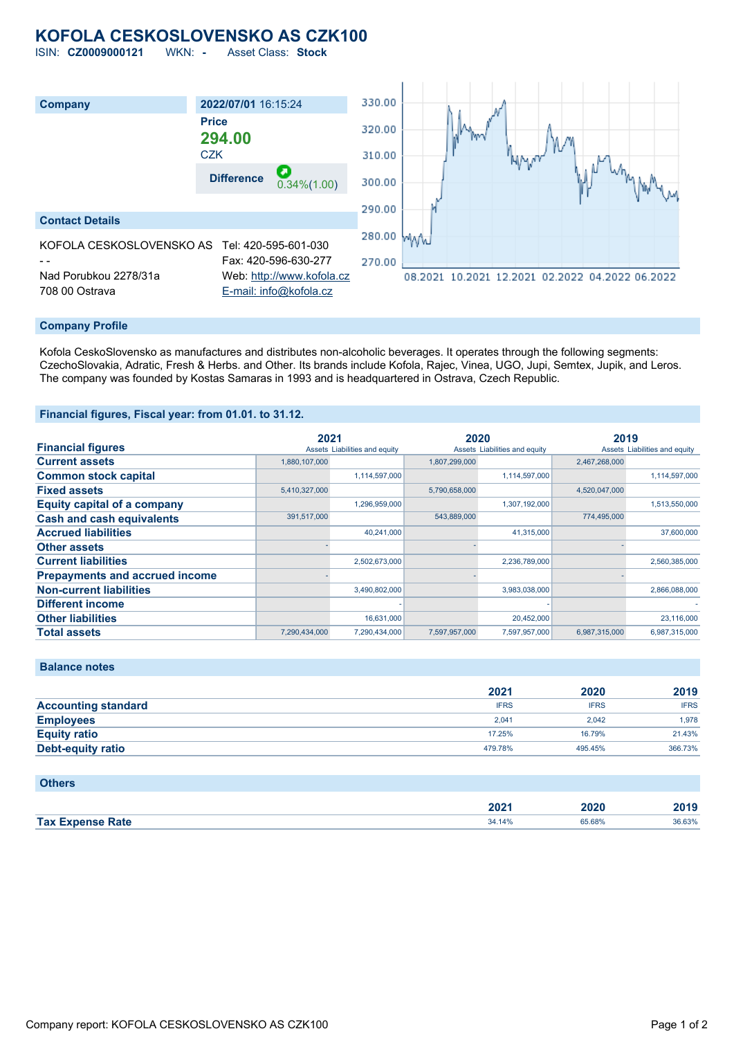# KOFOLA CESKOSLOVENSKO AS CZK100

ISIN: **CZ0009000121** WKN: **-** Asset Class: **Stock**

| Company | 2022/07/01 16:15:24 |
|---|---|
| | Price **294.00** CZK |
| | Difference 0.34%(1.00) |

## Contact Details

KOFOLA CESKOSLOVENSKO AS
- -
Nad Porubkou 2278/31a
708 00 Ostrava

Tel: 420-595-601-030
Fax: 420-596-630-277
Web: http://www.kofola.cz
E-mail: info@kofola.cz

## Company Profile

Kofola CeskoSlovensko as manufactures and distributes non-alcoholic beverages. It operates through the following segments: CzechoSlovakia, Adratic, Fresh & Herbs. and Other. Its brands include Kofola, Rajec, Vinea, UGO, Jupi, Semtex, Jupik, and Leros. The company was founded by Kostas Samaras in 1993 and is headquartered in Ostrava, Czech Republic.

## Financial figures, Fiscal year: from 01.01. to 31.12.

| Financial figures | 2021 | | 2020 | | 2019 | |
|---|---|---|---|---|---|---|
| | Assets | Liabilities and equity | Assets | Liabilities and equity | Assets | Liabilities and equity |
| Current assets | 1,880,107,000 | | 1,807,299,000 | | 2,467,268,000 | |
| Common stock capital | | 1,114,597,000 | | 1,114,597,000 | | 1,114,597,000 |
| Fixed assets | 5,410,327,000 | | 5,790,658,000 | | 4,520,047,000 | |
| Equity capital of a company | | 1,296,959,000 | | 1,307,192,000 | | 1,513,550,000 |
| Cash and cash equivalents | 391,517,000 | | 543,889,000 | | 774,495,000 | |
| Accrued liabilities | | 40,241,000 | | 41,315,000 | | 37,600,000 |
| Other assets | - | | - | | - | |
| Current liabilities | | 2,502,673,000 | | 2,236,789,000 | | 2,560,385,000 |
| Prepayments and accrued income | - | | - | | - | |
| Non-current liabilities | | 3,490,802,000 | | 3,983,038,000 | | 2,866,088,000 |
| Different income | | - | | - | | - |
| Other liabilities | | 16,631,000 | | 20,452,000 | | 23,116,000 |
| Total assets | 7,290,434,000 | 7,290,434,000 | 7,597,957,000 | 7,597,957,000 | 6,987,315,000 | 6,987,315,000 |

## Balance notes

| | 2021 | 2020 | 2019 |
|---|---|---|---|
| Accounting standard | IFRS | IFRS | IFRS |
| Employees | 2,041 | 2,042 | 1,978 |
| Equity ratio | 17.25% | 16.79% | 21.43% |
| Debt-equity ratio | 479.78% | 495.45% | 366.73% |

## Others

| | 2021 | 2020 | 2019 |
|---|---|---|---|
| Tax Expense Rate | 34.14% | 65.68% | 36.63% |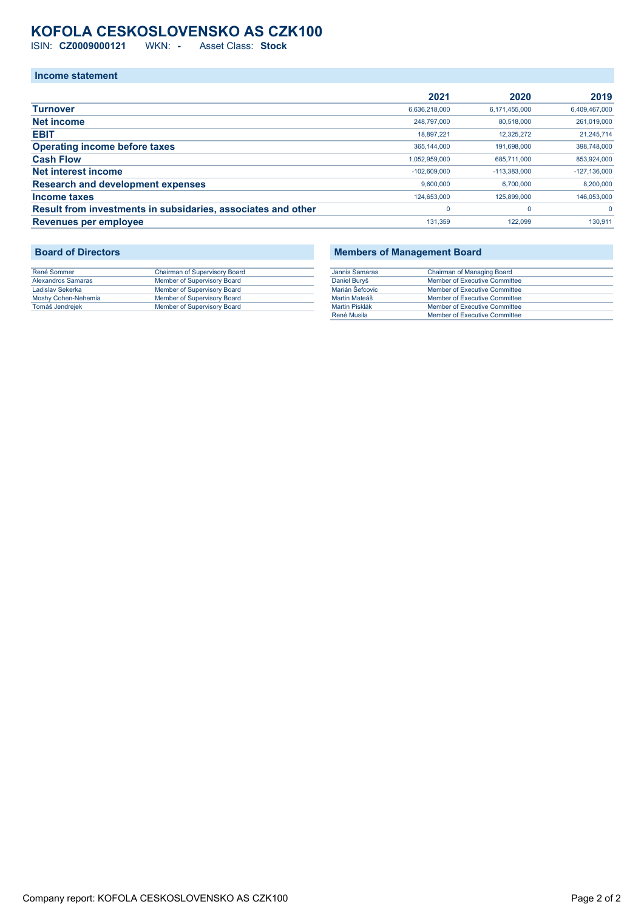# KOFOLA CESKOSLOVENSKO AS CZK100

ISIN: **CZ0009000121** WKN: **-** Asset Class: **Stock**

## Income statement

| | 2021 | 2020 | 2019 |
|---|---|---|---|
| **Turnover** | 6,636,218,000 | 6,171,455,000 | 6,409,467,000 |
| **Net income** | 248,797,000 | 80,518,000 | 261,019,000 |
| **EBIT** | 18,897,221 | 12,325,272 | 21,245,714 |
| **Operating income before taxes** | 365,144,000 | 191,698,000 | 398,748,000 |
| **Cash Flow** | 1,052,959,000 | 685,711,000 | 853,924,000 |
| **Net interest income** | -102,609,000 | -113,383,000 | -127,136,000 |
| **Research and development expenses** | 9,600,000 | 6,700,000 | 8,200,000 |
| **Income taxes** | 124,653,000 | 125,899,000 | 146,053,000 |
| **Result from investments in subsidaries, associates and other** | 0 | 0 | 0 |
| **Revenues per employee** | 131,359 | 122,099 | 130,911 |

## Board of Directors

| | |
|---|---|
| René Sommer | Chairman of Supervisory Board |
| Alexandros Samaras | Member of Supervisory Board |
| Ladislav Sekerka | Member of Supervisory Board |
| Moshy Cohen-Nehemia | Member of Supervisory Board |
| Tomáš Jendrejek | Member of Supervisory Board |

## Members of Management Board

| | |
|---|---|
| Jannis Samaras | Chairman of Managing Board |
| Daniel Buryš | Member of Executive Committee |
| Marián Šefcovic | Member of Executive Committee |
| Martin Mateáš | Member of Executive Committee |
| Martin Pisklák | Member of Executive Committee |
| René Musila | Member of Executive Committee |